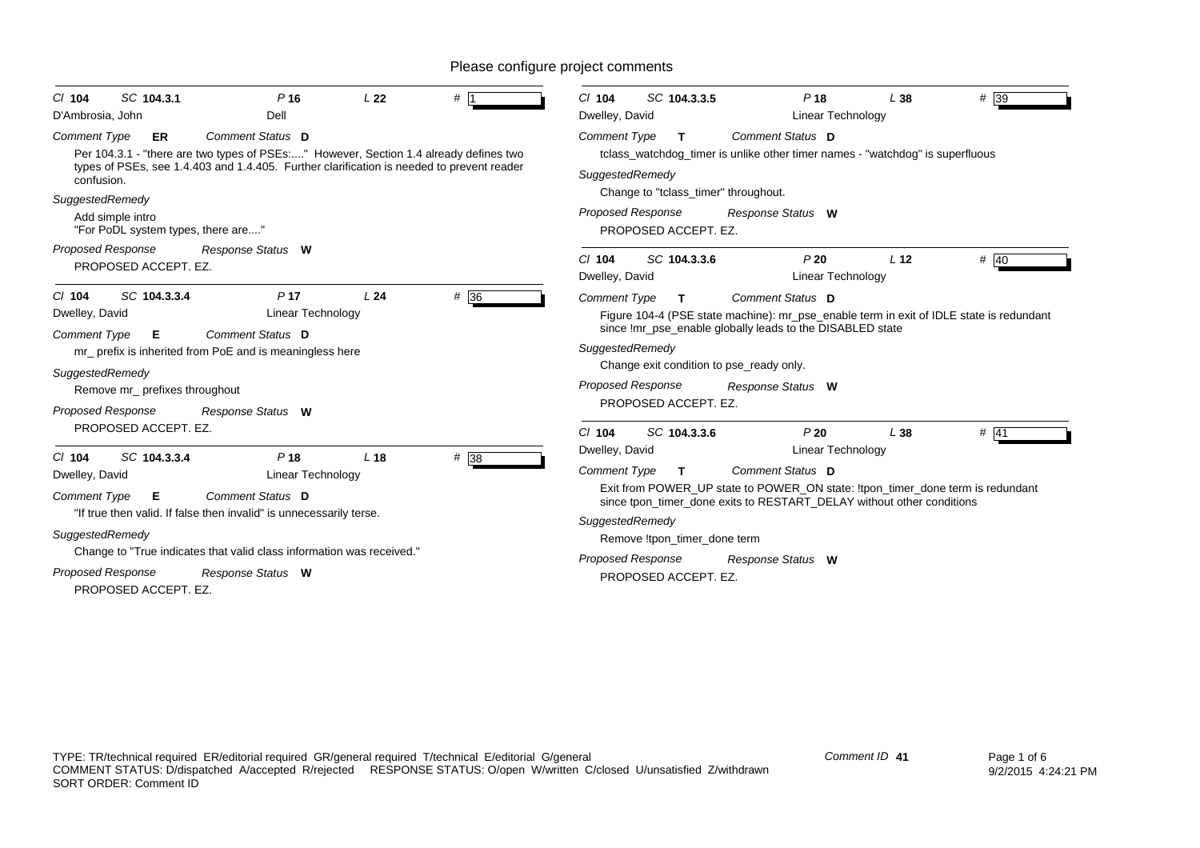Please configure project comments

---

Cl **104** SC **104.3.1** P **16** L **22** # **1**

D'Ambrosia, John — Dell

*Comment Type* **ER** *Comment Status* **D**

Per 104.3.1 - "there are two types of PSEs:...." However, Section 1.4 already defines two types of PSEs, see 1.4.403 and 1.4.405. Further clarification is needed to prevent reader confusion.

*SuggestedRemedy*

Add simple intro
"For PoDL system types, there are...."

*Proposed Response* *Response Status* **W**

PROPOSED ACCEPT. EZ.

---

Cl **104** SC **104.3.3.4** P **17** L **24** # **36**

Dwelley, David — Linear Technology

*Comment Type* **E** *Comment Status* **D**

mr_ prefix is inherited from PoE and is meaningless here

*SuggestedRemedy*

Remove mr_ prefixes throughout

*Proposed Response* *Response Status* **W**

PROPOSED ACCEPT. EZ.

---

Cl **104** SC **104.3.3.4** P **18** L **18** # **38**

Dwelley, David — Linear Technology

*Comment Type* **E** *Comment Status* **D**

"If true then valid. If false then invalid" is unnecessarily terse.

*SuggestedRemedy*

Change to "True indicates that valid class information was received."

*Proposed Response* *Response Status* **W**

PROPOSED ACCEPT. EZ.

---

Cl **104** SC **104.3.3.5** P **18** L **38** # **39**

Dwelley, David — Linear Technology

*Comment Type* **T** *Comment Status* **D**

tclass_watchdog_timer is unlike other timer names - "watchdog" is superfluous

*SuggestedRemedy*

Change to "tclass_timer" throughout.

*Proposed Response* *Response Status* **W**

PROPOSED ACCEPT. EZ.

---

Cl **104** SC **104.3.3.6** P **20** L **12** # **40**

Dwelley, David — Linear Technology

*Comment Type* **T** *Comment Status* **D**

Figure 104-4 (PSE state machine): mr_pse_enable term in exit of IDLE state is redundant since !mr_pse_enable globally leads to the DISABLED state

*SuggestedRemedy*

Change exit condition to pse_ready only.

*Proposed Response* *Response Status* **W**

PROPOSED ACCEPT. EZ.

---

Cl **104** SC **104.3.3.6** P **20** L **38** # **41**

Dwelley, David — Linear Technology

*Comment Type* **T** *Comment Status* **D**

Exit from POWER_UP state to POWER_ON state: !tpon_timer_done term is redundant since tpon_timer_done exits to RESTART_DELAY without other conditions

*SuggestedRemedy*

Remove !tpon_timer_done term

*Proposed Response* *Response Status* **W**

PROPOSED ACCEPT. EZ.

---

TYPE: TR/technical required ER/editorial required GR/general required T/technical E/editorial G/general
COMMENT STATUS: D/dispatched A/accepted R/rejected RESPONSE STATUS: O/open W/written C/closed U/unsatisfied Z/withdrawn
SORT ORDER: Comment ID

Comment ID **41**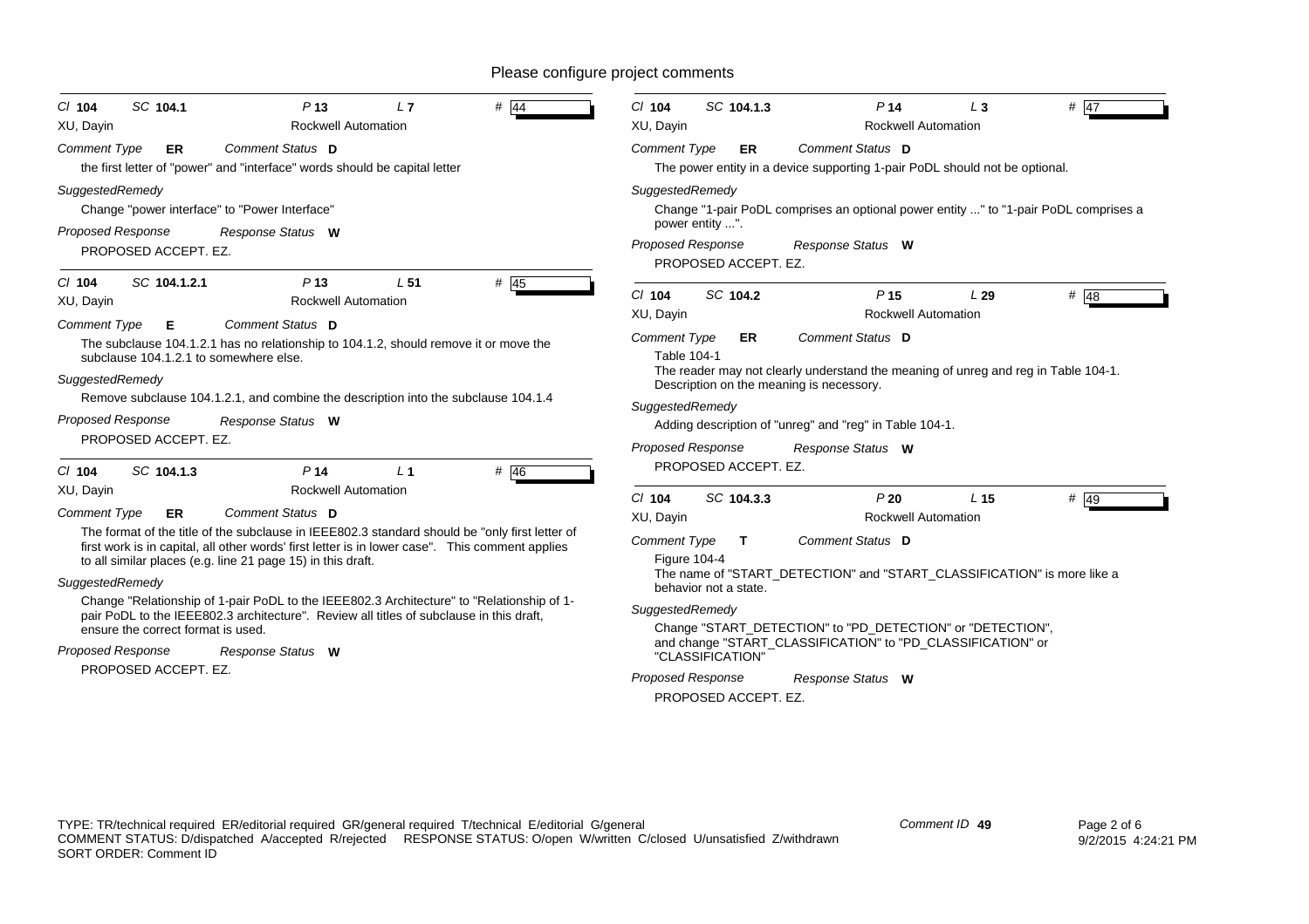Please configure project comments

**Cl** 104 **SC** 104.1 **P** 13 **L** 7 **#** 44

XU, Dayin — Rockwell Automation

*Comment Type* **ER** *Comment Status* **D**

the first letter of "power" and "interface" words should be capital letter

*SuggestedRemedy*

Change "power interface" to "Power Interface"

*Proposed Response* *Response Status* **W**

PROPOSED ACCEPT. EZ.

---

**Cl** 104 **SC** 104.1.2.1 **P** 13 **L** 51 **#** 45

XU, Dayin — Rockwell Automation

*Comment Type* **E** *Comment Status* **D**

The subclause 104.1.2.1 has no relationship to 104.1.2, should remove it or move the subclause 104.1.2.1 to somewhere else.

*SuggestedRemedy*

Remove subclause 104.1.2.1, and combine the description into the subclause 104.1.4

*Proposed Response* *Response Status* **W**

PROPOSED ACCEPT. EZ.

---

**Cl** 104 **SC** 104.1.3 **P** 14 **L** 1 **#** 46

XU, Dayin — Rockwell Automation

*Comment Type* **ER** *Comment Status* **D**

The format of the title of the subclause in IEEE802.3 standard should be "only first letter of first work is in capital, all other words' first letter is in lower case". This comment applies to all similar places (e.g. line 21 page 15) in this draft.

*SuggestedRemedy*

Change "Relationship of 1-pair PoDL to the IEEE802.3 Architecture" to "Relationship of 1-pair PoDL to the IEEE802.3 architecture". Review all titles of subclause in this draft, ensure the correct format is used.

*Proposed Response* *Response Status* **W**

PROPOSED ACCEPT. EZ.

---

**Cl** 104 **SC** 104.1.3 **P** 14 **L** 3 **#** 47

XU, Dayin — Rockwell Automation

*Comment Type* **ER** *Comment Status* **D**

The power entity in a device supporting 1-pair PoDL should not be optional.

*SuggestedRemedy*

Change "1-pair PoDL comprises an optional power entity ..." to "1-pair PoDL comprises a power entity ...".

*Proposed Response* *Response Status* **W**

PROPOSED ACCEPT. EZ.

---

**Cl** 104 **SC** 104.2 **P** 15 **L** 29 **#** 48

XU, Dayin — Rockwell Automation

*Comment Type* **ER** *Comment Status* **D**

Table 104-1

The reader may not clearly understand the meaning of unreg and reg in Table 104-1. Description on the meaning is necessary.

*SuggestedRemedy*

Adding description of "unreg" and "reg" in Table 104-1.

*Proposed Response* *Response Status* **W**

PROPOSED ACCEPT. EZ.

---

**Cl** 104 **SC** 104.3.3 **P** 20 **L** 15 **#** 49

XU, Dayin — Rockwell Automation

*Comment Type* **T** *Comment Status* **D**

Figure 104-4

The name of "START_DETECTION" and "START_CLASSIFICATION" is more like a behavior not a state.

*SuggestedRemedy*

Change "START_DETECTION" to "PD_DETECTION" or "DETECTION", and change "START_CLASSIFICATION" to "PD_CLASSIFICATION" or "CLASSIFICATION"

*Proposed Response* *Response Status* **W**

PROPOSED ACCEPT. EZ.

---

TYPE: TR/technical required ER/editorial required GR/general required T/technical E/editorial G/general
COMMENT STATUS: D/dispatched A/accepted R/rejected RESPONSE STATUS: O/open W/written C/closed U/unsatisfied Z/withdrawn
SORT ORDER: Comment ID

Comment ID **49**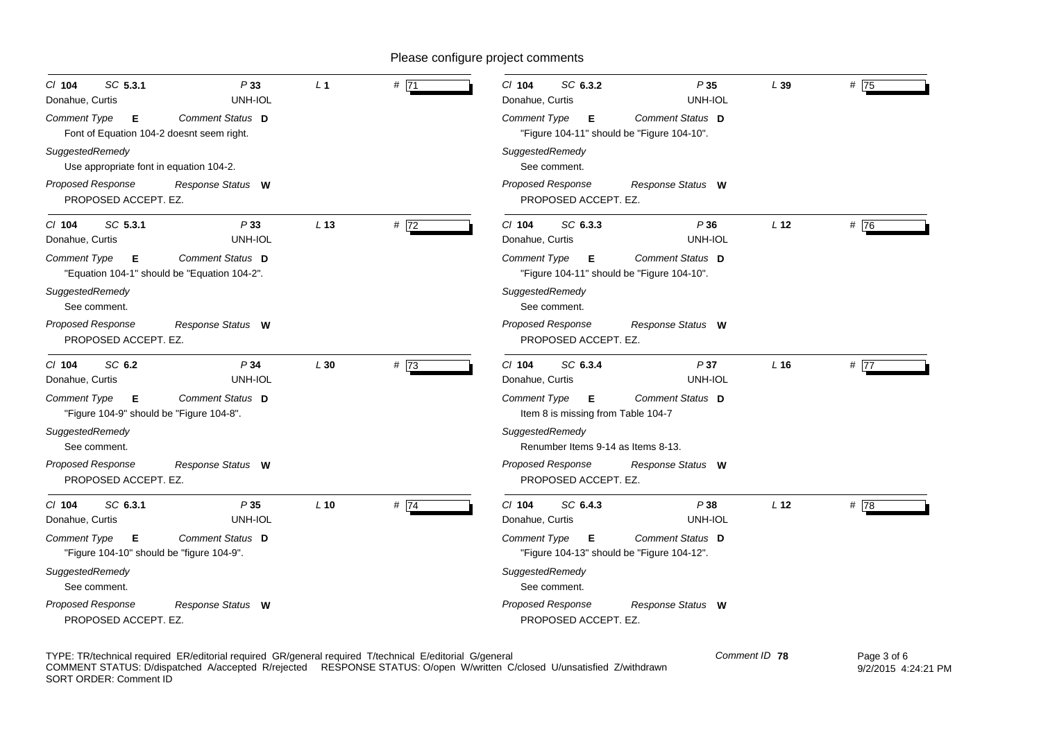Please configure project comments

**Cl** 104 **SC** 5.3.1 **P** 33 **L** 1 **#** 71

Donahue, Curtis — UNH-IOL

*Comment Type* **E** *Comment Status* **D**

Font of Equation 104-2 doesnt seem right.

*SuggestedRemedy*

Use appropriate font in equation 104-2.

*Proposed Response* *Response Status* **W**

PROPOSED ACCEPT. EZ.

---

**Cl** 104 **SC** 5.3.1 **P** 33 **L** 13 **#** 72

Donahue, Curtis — UNH-IOL

*Comment Type* **E** *Comment Status* **D**

"Equation 104-1" should be "Equation 104-2".

*SuggestedRemedy*

See comment.

*Proposed Response* *Response Status* **W**

PROPOSED ACCEPT. EZ.

---

**Cl** 104 **SC** 6.2 **P** 34 **L** 30 **#** 73

Donahue, Curtis — UNH-IOL

*Comment Type* **E** *Comment Status* **D**

"Figure 104-9" should be "Figure 104-8".

*SuggestedRemedy*

See comment.

*Proposed Response* *Response Status* **W**

PROPOSED ACCEPT. EZ.

---

**Cl** 104 **SC** 6.3.1 **P** 35 **L** 10 **#** 74

Donahue, Curtis — UNH-IOL

*Comment Type* **E** *Comment Status* **D**

"Figure 104-10" should be "figure 104-9".

*SuggestedRemedy*

See comment.

*Proposed Response* *Response Status* **W**

PROPOSED ACCEPT. EZ.

---

**Cl** 104 **SC** 6.3.2 **P** 35 **L** 39 **#** 75

Donahue, Curtis — UNH-IOL

*Comment Type* **E** *Comment Status* **D**

"Figure 104-11" should be "Figure 104-10".

*SuggestedRemedy*

See comment.

*Proposed Response* *Response Status* **W**

PROPOSED ACCEPT. EZ.

---

**Cl** 104 **SC** 6.3.3 **P** 36 **L** 12 **#** 76

Donahue, Curtis — UNH-IOL

*Comment Type* **E** *Comment Status* **D**

"Figure 104-11" should be "Figure 104-10".

*SuggestedRemedy*

See comment.

*Proposed Response* *Response Status* **W**

PROPOSED ACCEPT. EZ.

---

**Cl** 104 **SC** 6.3.4 **P** 37 **L** 16 **#** 77

Donahue, Curtis — UNH-IOL

*Comment Type* **E** *Comment Status* **D**

Item 8 is missing from Table 104-7

*SuggestedRemedy*

Renumber Items 9-14 as Items 8-13.

*Proposed Response* *Response Status* **W**

PROPOSED ACCEPT. EZ.

---

**Cl** 104 **SC** 6.4.3 **P** 38 **L** 12 **#** 78

Donahue, Curtis — UNH-IOL

*Comment Type* **E** *Comment Status* **D**

"Figure 104-13" should be "Figure 104-12".

*SuggestedRemedy*

See comment.

*Proposed Response* *Response Status* **W**

PROPOSED ACCEPT. EZ.

---

TYPE: TR/technical required ER/editorial required GR/general required T/technical E/editorial G/general
COMMENT STATUS: D/dispatched A/accepted R/rejected RESPONSE STATUS: O/open W/written C/closed U/unsatisfied Z/withdrawn
SORT ORDER: Comment ID

*Comment ID* **78**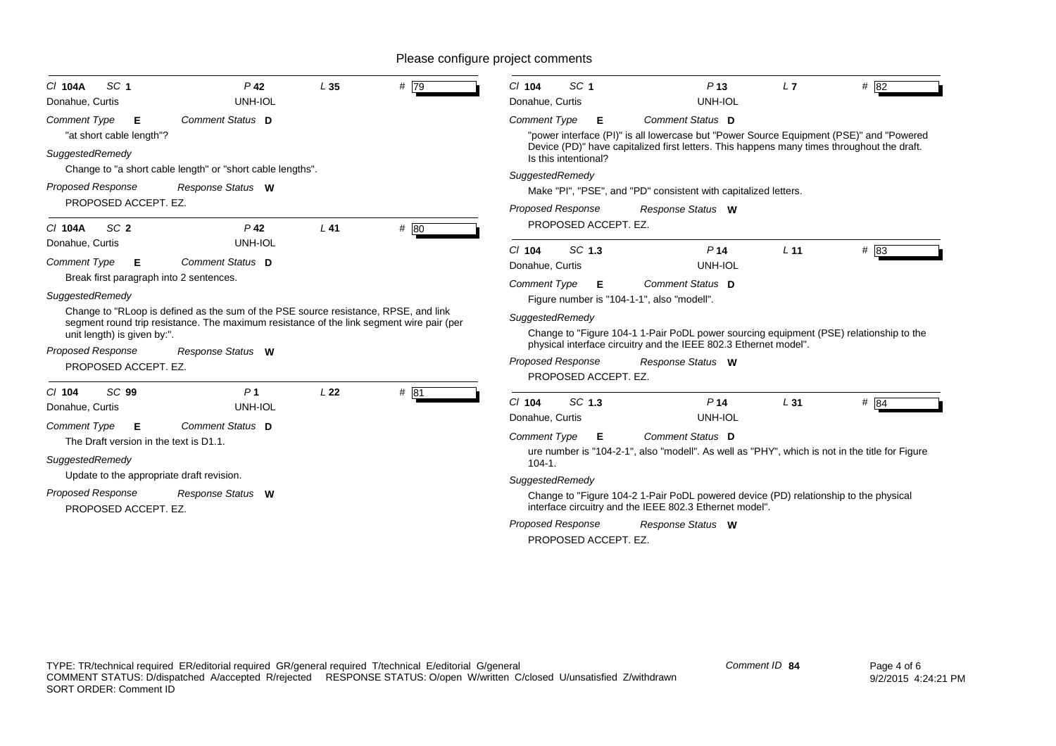Please configure project comments

**Cl 104A SC 1 P 42 L 35 # 79**
Donahue, Curtis UNH-IOL

*Comment Type* **E** *Comment Status* **D**

"at short cable length"?

*SuggestedRemedy*

Change to "a short cable length" or "short cable lengths".

*Proposed Response* *Response Status* **W**

PROPOSED ACCEPT. EZ.

---

**Cl 104A SC 2 P 42 L 41 # 80**
Donahue, Curtis UNH-IOL

*Comment Type* **E** *Comment Status* **D**

Break first paragraph into 2 sentences.

*SuggestedRemedy*

Change to "RLoop is defined as the sum of the PSE source resistance, RPSE, and link segment round trip resistance. The maximum resistance of the link segment wire pair (per unit length) is given by:".

*Proposed Response* *Response Status* **W**

PROPOSED ACCEPT. EZ.

---

**Cl 104 SC 99 P 1 L 22 # 81**
Donahue, Curtis UNH-IOL

*Comment Type* **E** *Comment Status* **D**

The Draft version in the text is D1.1.

*SuggestedRemedy*

Update to the appropriate draft revision.

*Proposed Response* *Response Status* **W**

PROPOSED ACCEPT. EZ.

---

**Cl 104 SC 1 P 13 L 7 # 82**
Donahue, Curtis UNH-IOL

*Comment Type* **E** *Comment Status* **D**

"power interface (PI)" is all lowercase but "Power Source Equipment (PSE)" and "Powered Device (PD)" have capitalized first letters. This happens many times throughout the draft. Is this intentional?

*SuggestedRemedy*

Make "PI", "PSE", and "PD" consistent with capitalized letters.

*Proposed Response* *Response Status* **W**

PROPOSED ACCEPT. EZ.

---

**Cl 104 SC 1.3 P 14 L 11 # 83**
Donahue, Curtis UNH-IOL

*Comment Type* **E** *Comment Status* **D**

Figure number is "104-1-1", also "modell".

*SuggestedRemedy*

Change to "Figure 104-1 1-Pair PoDL power sourcing equipment (PSE) relationship to the physical interface circuitry and the IEEE 802.3 Ethernet model".

*Proposed Response* *Response Status* **W**

PROPOSED ACCEPT. EZ.

---

**Cl 104 SC 1.3 P 14 L 31 # 84**
Donahue, Curtis UNH-IOL

*Comment Type* **E** *Comment Status* **D**

ure number is "104-2-1", also "modell". As well as "PHY", which is not in the title for Figure 104-1.

*SuggestedRemedy*

Change to "Figure 104-2 1-Pair PoDL powered device (PD) relationship to the physical interface circuitry and the IEEE 802.3 Ethernet model".

*Proposed Response* *Response Status* **W**

PROPOSED ACCEPT. EZ.

---

TYPE: TR/technical required ER/editorial required GR/general required T/technical E/editorial G/general
COMMENT STATUS: D/dispatched A/accepted R/rejected RESPONSE STATUS: O/open W/written C/closed U/unsatisfied Z/withdrawn
SORT ORDER: Comment ID

Comment ID **84**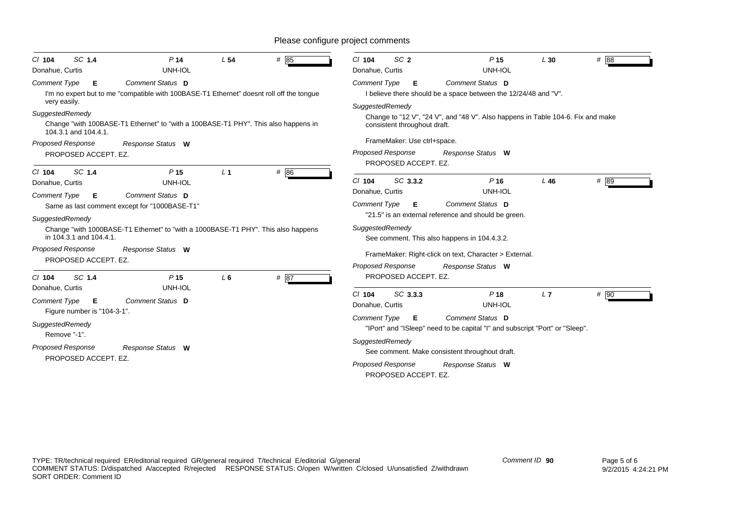Please configure project comments

---

Cl **104** SC **1.4** P **14** L **54** # **85**

Donahue, Curtis — UNH-IOL

*Comment Type* **E** *Comment Status* **D**

I'm no expert but to me "compatible with 100BASE-T1 Ethernet" doesnt roll off the tongue very easily.

*SuggestedRemedy*

Change "with 100BASE-T1 Ethernet" to "with a 100BASE-T1 PHY". This also happens in 104.3.1 and 104.4.1.

*Proposed Response* *Response Status* **W**

PROPOSED ACCEPT. EZ.

---

Cl **104** SC **1.4** P **15** L **1** # **86**

Donahue, Curtis — UNH-IOL

*Comment Type* **E** *Comment Status* **D**

Same as last comment except for "1000BASE-T1"

*SuggestedRemedy*

Change "with 1000BASE-T1 Ethernet" to "with a 1000BASE-T1 PHY". This also happens in 104.3.1 and 104.4.1.

*Proposed Response* *Response Status* **W**

PROPOSED ACCEPT. EZ.

---

Cl **104** SC **1.4** P **15** L **6** # **87**

Donahue, Curtis — UNH-IOL

*Comment Type* **E** *Comment Status* **D**

Figure number is "104-3-1".

*SuggestedRemedy*

Remove "-1".

*Proposed Response* *Response Status* **W**

PROPOSED ACCEPT. EZ.

---

Cl **104** SC **2** P **15** L **30** # **88**

Donahue, Curtis — UNH-IOL

*Comment Type* **E** *Comment Status* **D**

I believe there should be a space between the 12/24/48 and "V".

*SuggestedRemedy*

Change to "12 V", "24 V", and "48 V". Also happens in Table 104-6. Fix and make consistent throughout draft.

FrameMaker: Use ctrl+space.

*Proposed Response* *Response Status* **W**

PROPOSED ACCEPT. EZ.

---

Cl **104** SC **3.3.2** P **16** L **46** # **89**

Donahue, Curtis — UNH-IOL

*Comment Type* **E** *Comment Status* **D**

"21.5" is an external reference and should be green.

*SuggestedRemedy*

See comment. This also happens in 104.4.3.2.

FrameMaker: Right-click on text, Character > External.

*Proposed Response* *Response Status* **W**

PROPOSED ACCEPT. EZ.

---

Cl **104** SC **3.3.3** P **18** L **7** # **90**

Donahue, Curtis — UNH-IOL

*Comment Type* **E** *Comment Status* **D**

"IPort" and "ISleep" need to be capital "I" and subscript "Port" or "Sleep".

*SuggestedRemedy*

See comment. Make consistent throughout draft.

*Proposed Response* *Response Status* **W**

PROPOSED ACCEPT. EZ.

---

TYPE: TR/technical required ER/editorial required GR/general required T/technical E/editorial G/general
COMMENT STATUS: D/dispatched A/accepted R/rejected RESPONSE STATUS: O/open W/written C/closed U/unsatisfied Z/withdrawn
SORT ORDER: Comment ID

Comment ID **90**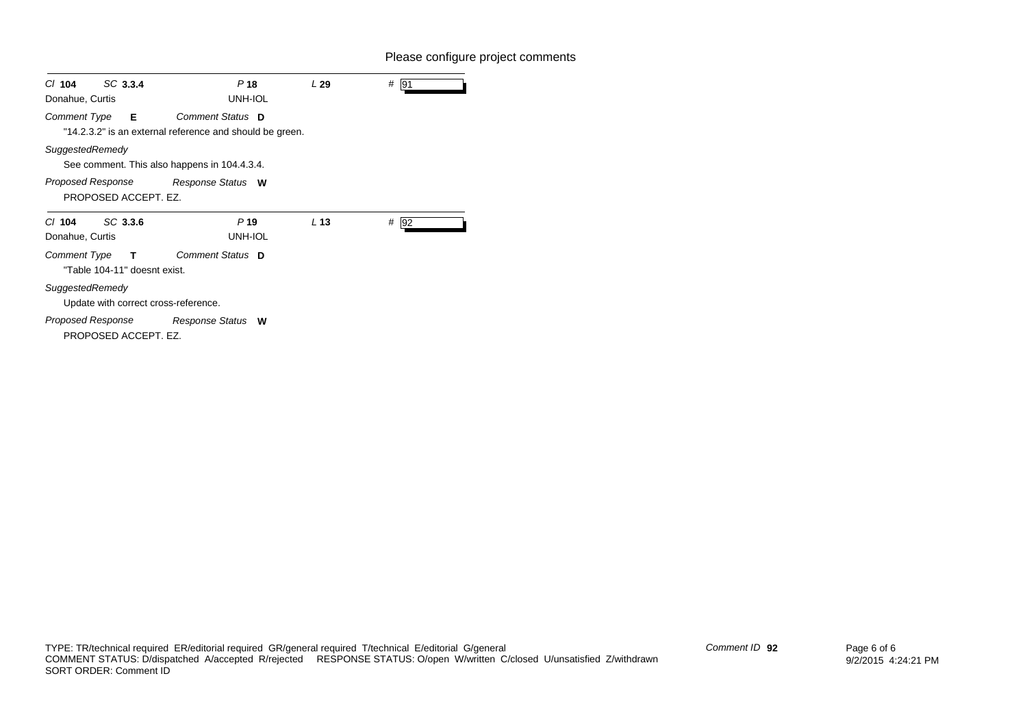Please configure project comments

*Cl* **104** *SC* **3.3.4** *P* **18** *L* **29** # 91

Donahue, Curtis UNH-IOL

*Comment Type* **E** *Comment Status* **D**

"14.2.3.2" is an external reference and should be green.

*SuggestedRemedy*

See comment. This also happens in 104.4.3.4.

*Proposed Response* *Response Status* **W**

PROPOSED ACCEPT. EZ.

---

*Cl* **104** *SC* **3.3.6** *P* **19** *L* **13** # 92

Donahue, Curtis UNH-IOL

*Comment Type* **T** *Comment Status* **D**

"Table 104-11" doesnt exist.

*SuggestedRemedy*

Update with correct cross-reference.

*Proposed Response* *Response Status* **W**

PROPOSED ACCEPT. EZ.

---

TYPE: TR/technical required ER/editorial required GR/general required T/technical E/editorial G/general
COMMENT STATUS: D/dispatched A/accepted R/rejected RESPONSE STATUS: O/open W/written C/closed U/unsatisfied Z/withdrawn
SORT ORDER: Comment ID

*Comment ID* **92**